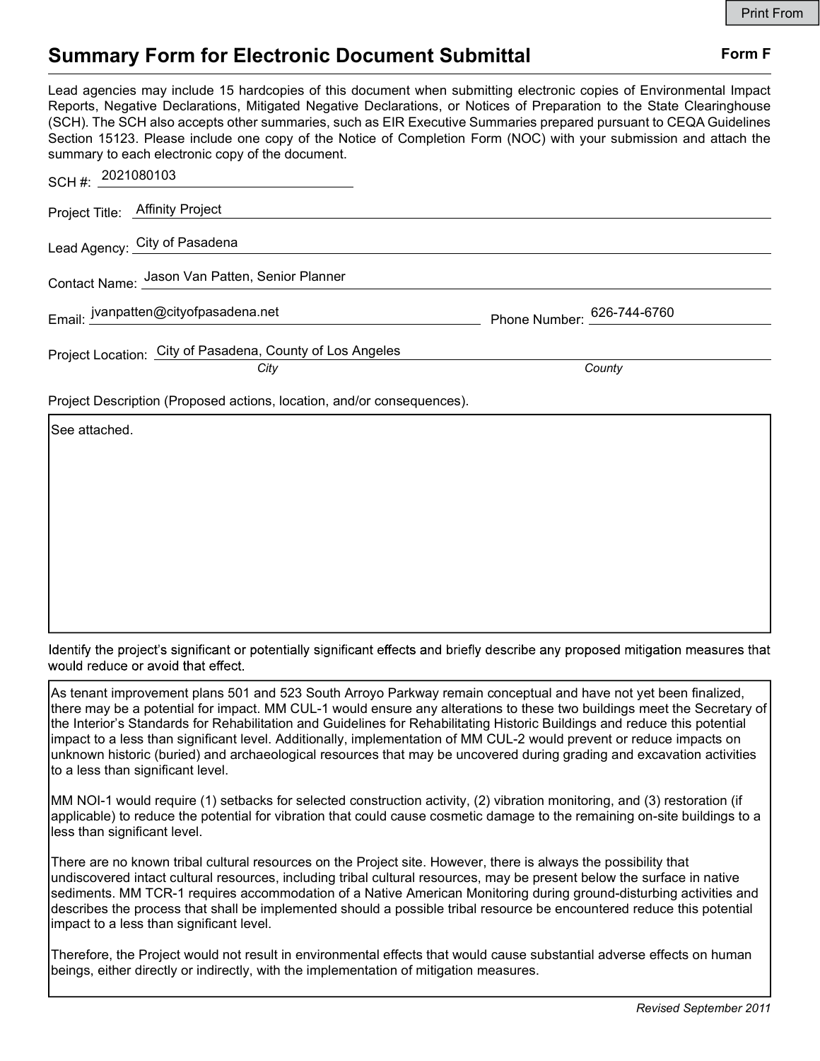# Summary Form for Electronic Document Submittal

**Form F**

Lead agencies may include 15 hardcopies of this document when submitting electronic copies of Environmental Impact Reports, Negative Declarations, Mitigated Negative Declarations, or Notices of Preparation to the State Clearinghouse (SCH). The SCH also accepts other summaries, such as EIR Executive Summaries prepared pursuant to CEQA Guidelines Section 15123. Please include one copy of the Notice of Completion Form (NOC) with your submission and attach the summary to each electronic copy of the document.

SCH #: 2021080103

Project Title: Affinity Project

Lead Agency: City of Pasadena

Contact Name: Jason Van Patten, Senior Planner

Email: jvanpatten@cityofpasadena.net  Phone Number: 626-744-6760

Project Location: City of Pasadena, County of Los Angeles
*City* *County*

Project Description (Proposed actions, location, and/or consequences).

See attached.

Identify the project's significant or potentially significant effects and briefly describe any proposed mitigation measures that would reduce or avoid that effect.

As tenant improvement plans 501 and 523 South Arroyo Parkway remain conceptual and have not yet been finalized, there may be a potential for impact. MM CUL-1 would ensure any alterations to these two buildings meet the Secretary of the Interior's Standards for Rehabilitation and Guidelines for Rehabilitating Historic Buildings and reduce this potential impact to a less than significant level. Additionally, implementation of MM CUL-2 would prevent or reduce impacts on unknown historic (buried) and archaeological resources that may be uncovered during grading and excavation activities to a less than significant level.

MM NOI-1 would require (1) setbacks for selected construction activity, (2) vibration monitoring, and (3) restoration (if applicable) to reduce the potential for vibration that could cause cosmetic damage to the remaining on-site buildings to a less than significant level.

There are no known tribal cultural resources on the Project site. However, there is always the possibility that undiscovered intact cultural resources, including tribal cultural resources, may be present below the surface in native sediments. MM TCR-1 requires accommodation of a Native American Monitoring during ground-disturbing activities and describes the process that shall be implemented should a possible tribal resource be encountered reduce this potential impact to a less than significant level.

Therefore, the Project would not result in environmental effects that would cause substantial adverse effects on human beings, either directly or indirectly, with the implementation of mitigation measures.

*Revised September 2011*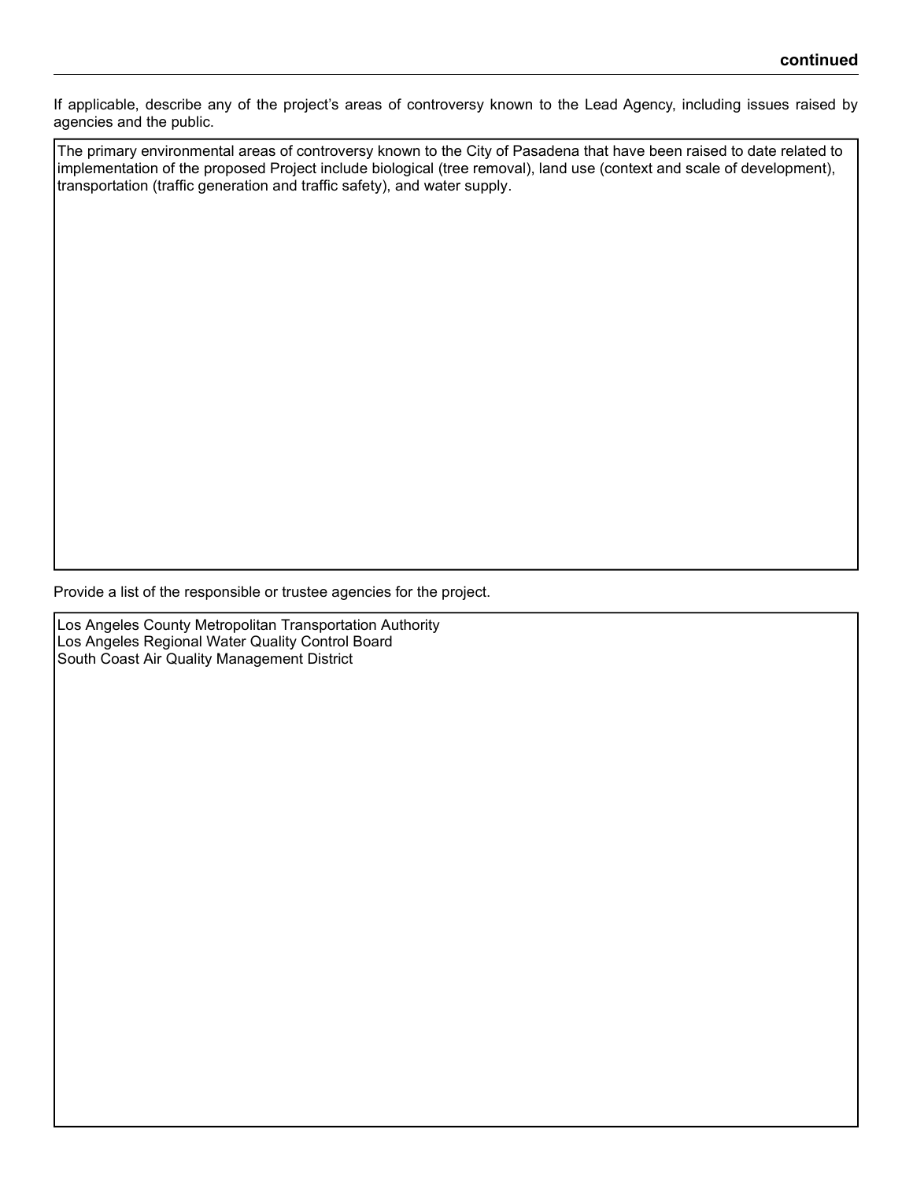**continued**

If applicable, describe any of the project's areas of controversy known to the Lead Agency, including issues raised by agencies and the public.

The primary environmental areas of controversy known to the City of Pasadena that have been raised to date related to implementation of the proposed Project include biological (tree removal), land use (context and scale of development), transportation (traffic generation and traffic safety), and water supply.

Provide a list of the responsible or trustee agencies for the project.

Los Angeles County Metropolitan Transportation Authority
Los Angeles Regional Water Quality Control Board
South Coast Air Quality Management District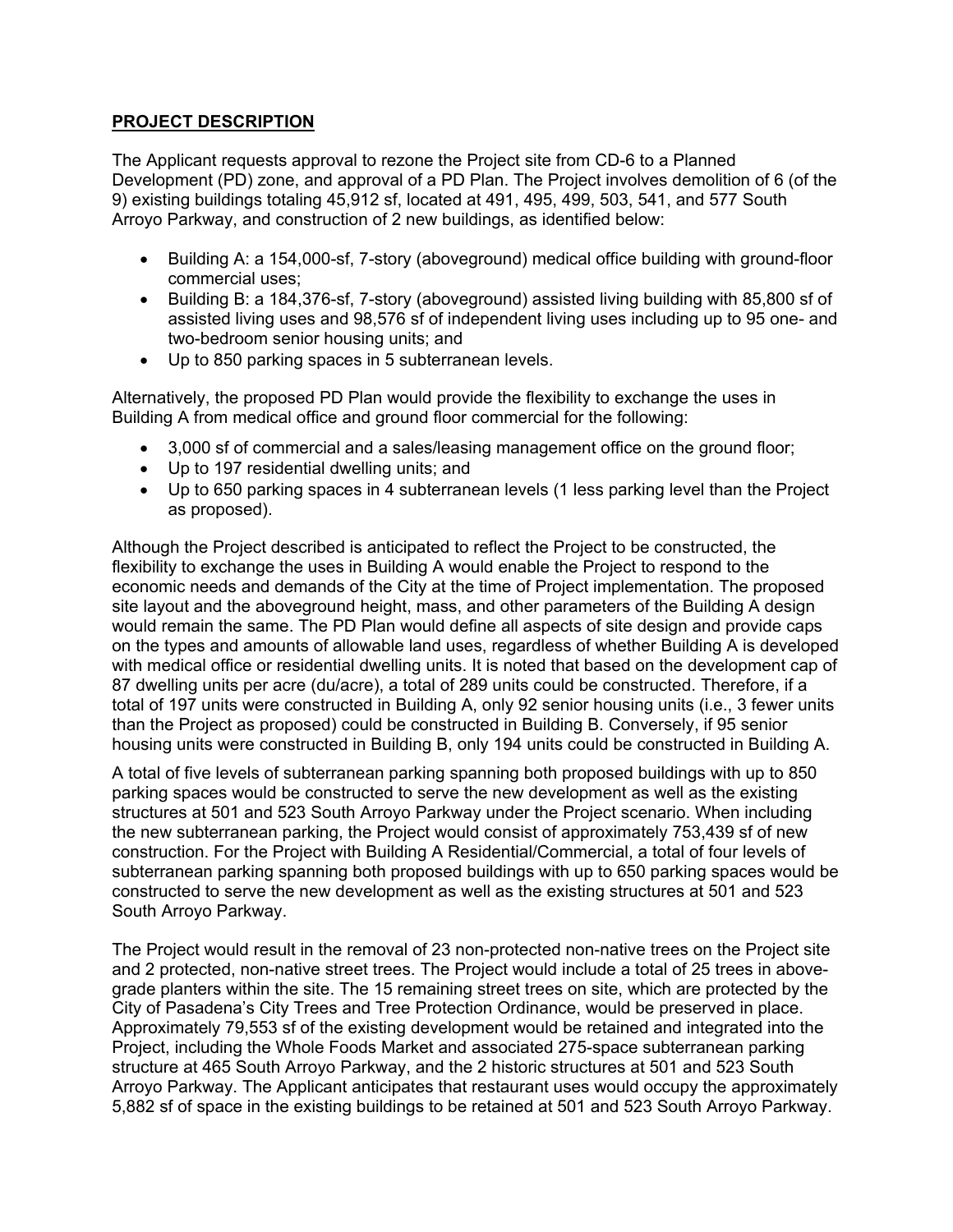## PROJECT DESCRIPTION

The Applicant requests approval to rezone the Project site from CD-6 to a Planned Development (PD) zone, and approval of a PD Plan. The Project involves demolition of 6 (of the 9) existing buildings totaling 45,912 sf, located at 491, 495, 499, 503, 541, and 577 South Arroyo Parkway, and construction of 2 new buildings, as identified below:

- Building A: a 154,000-sf, 7-story (aboveground) medical office building with ground-floor commercial uses;
- Building B: a 184,376-sf, 7-story (aboveground) assisted living building with 85,800 sf of assisted living uses and 98,576 sf of independent living uses including up to 95 one- and two-bedroom senior housing units; and
- Up to 850 parking spaces in 5 subterranean levels.

Alternatively, the proposed PD Plan would provide the flexibility to exchange the uses in Building A from medical office and ground floor commercial for the following:

- 3,000 sf of commercial and a sales/leasing management office on the ground floor;
- Up to 197 residential dwelling units; and
- Up to 650 parking spaces in 4 subterranean levels (1 less parking level than the Project as proposed).

Although the Project described is anticipated to reflect the Project to be constructed, the flexibility to exchange the uses in Building A would enable the Project to respond to the economic needs and demands of the City at the time of Project implementation. The proposed site layout and the aboveground height, mass, and other parameters of the Building A design would remain the same. The PD Plan would define all aspects of site design and provide caps on the types and amounts of allowable land uses, regardless of whether Building A is developed with medical office or residential dwelling units. It is noted that based on the development cap of 87 dwelling units per acre (du/acre), a total of 289 units could be constructed. Therefore, if a total of 197 units were constructed in Building A, only 92 senior housing units (i.e., 3 fewer units than the Project as proposed) could be constructed in Building B. Conversely, if 95 senior housing units were constructed in Building B, only 194 units could be constructed in Building A.

A total of five levels of subterranean parking spanning both proposed buildings with up to 850 parking spaces would be constructed to serve the new development as well as the existing structures at 501 and 523 South Arroyo Parkway under the Project scenario. When including the new subterranean parking, the Project would consist of approximately 753,439 sf of new construction. For the Project with Building A Residential/Commercial, a total of four levels of subterranean parking spanning both proposed buildings with up to 650 parking spaces would be constructed to serve the new development as well as the existing structures at 501 and 523 South Arroyo Parkway.

The Project would result in the removal of 23 non-protected non-native trees on the Project site and 2 protected, non-native street trees. The Project would include a total of 25 trees in above-grade planters within the site. The 15 remaining street trees on site, which are protected by the City of Pasadena's City Trees and Tree Protection Ordinance, would be preserved in place. Approximately 79,553 sf of the existing development would be retained and integrated into the Project, including the Whole Foods Market and associated 275-space subterranean parking structure at 465 South Arroyo Parkway, and the 2 historic structures at 501 and 523 South Arroyo Parkway. The Applicant anticipates that restaurant uses would occupy the approximately 5,882 sf of space in the existing buildings to be retained at 501 and 523 South Arroyo Parkway.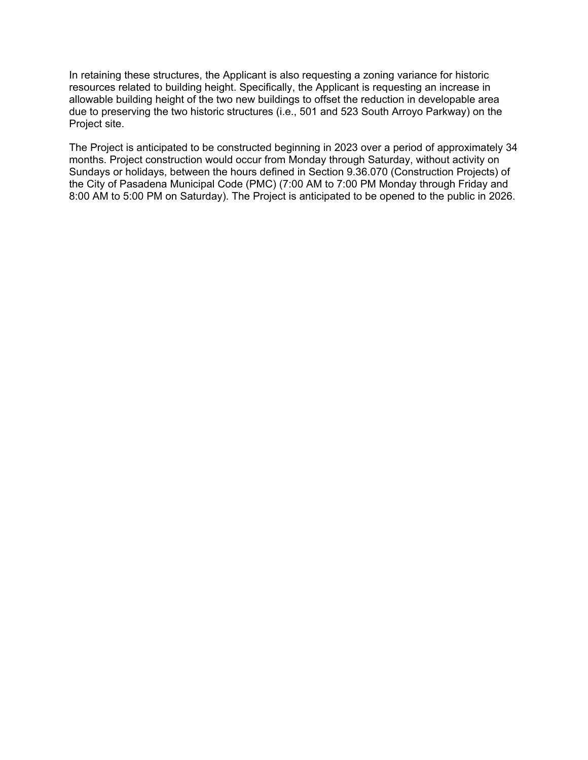In retaining these structures, the Applicant is also requesting a zoning variance for historic resources related to building height. Specifically, the Applicant is requesting an increase in allowable building height of the two new buildings to offset the reduction in developable area due to preserving the two historic structures (i.e., 501 and 523 South Arroyo Parkway) on the Project site.

The Project is anticipated to be constructed beginning in 2023 over a period of approximately 34 months. Project construction would occur from Monday through Saturday, without activity on Sundays or holidays, between the hours defined in Section 9.36.070 (Construction Projects) of the City of Pasadena Municipal Code (PMC) (7:00 AM to 7:00 PM Monday through Friday and 8:00 AM to 5:00 PM on Saturday). The Project is anticipated to be opened to the public in 2026.